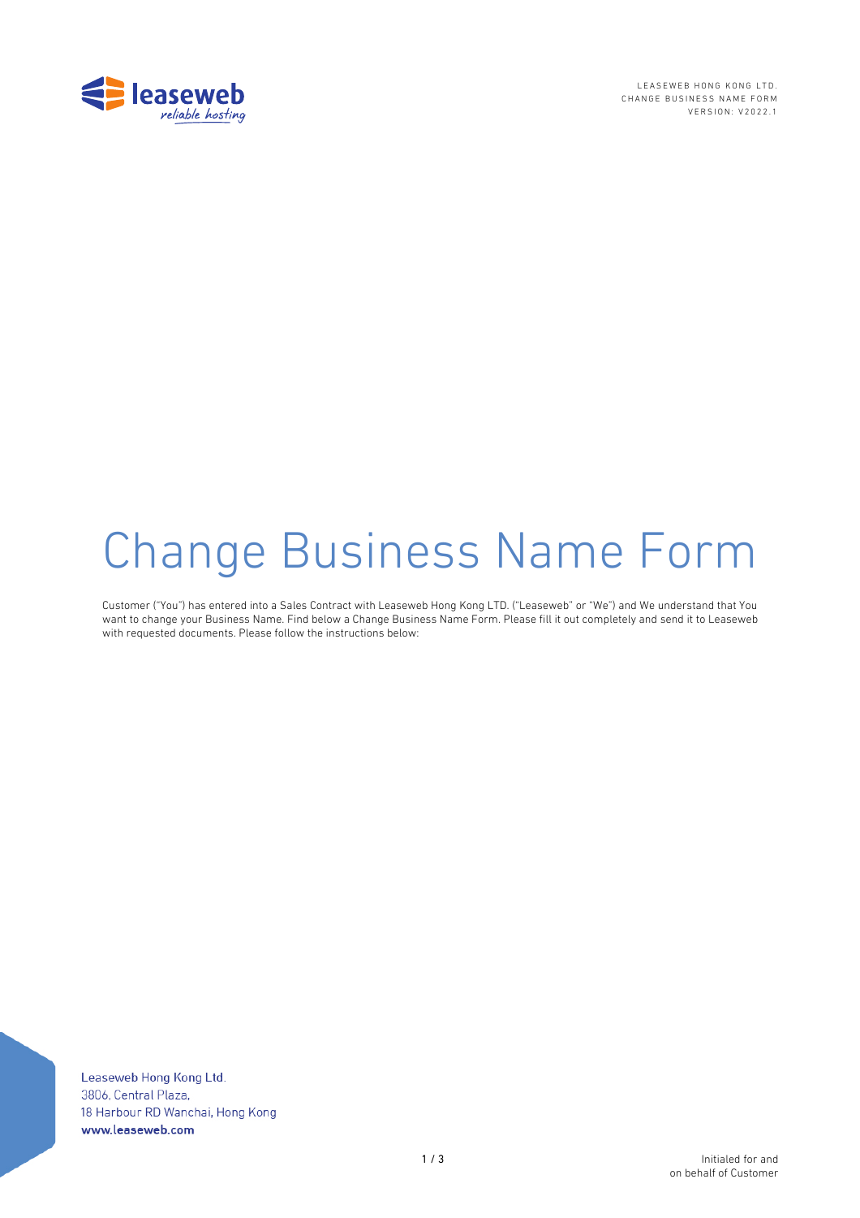# Change Business Name Form

Customer ("You") has entered into a Sales Contract with Leaseweb Hong Kong LTD. ("Leaseweb" or "We") and We understand that You want to change your Business Name. Find below a Change Business Name Form. Please fill it out completely and send it to Leaseweb with requested documents. Please follow the instructions below:

Leaseweb Hong Kong Ltd.
3806, Central Plaza,
18 Harbour RD Wanchai, Hong Kong
**www.leaseweb.com**

Initialed for and on behalf of Customer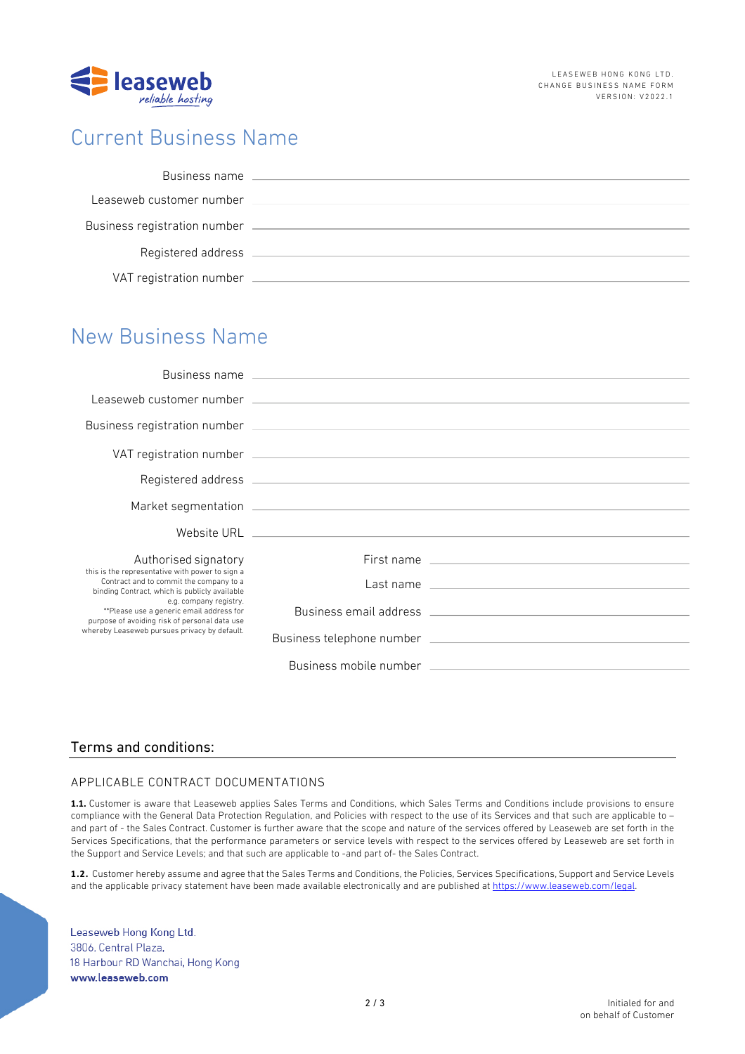# Current Business Name

Business name \_\_\_\_\_\_\_\_\_\_\_\_\_\_\_\_\_\_\_\_

Leaseweb customer number \_\_\_\_\_\_\_\_\_\_\_\_\_\_\_\_\_\_\_\_

Business registration number \_\_\_\_\_\_\_\_\_\_\_\_\_\_\_\_\_\_\_\_

Registered address \_\_\_\_\_\_\_\_\_\_\_\_\_\_\_\_\_\_\_\_

VAT registration number \_\_\_\_\_\_\_\_\_\_\_\_\_\_\_\_\_\_\_\_

# New Business Name

Business name \_\_\_\_\_\_\_\_\_\_\_\_\_\_\_\_\_\_\_\_

Leaseweb customer number \_\_\_\_\_\_\_\_\_\_\_\_\_\_\_\_\_\_\_\_

Business registration number \_\_\_\_\_\_\_\_\_\_\_\_\_\_\_\_\_\_\_\_

VAT registration number \_\_\_\_\_\_\_\_\_\_\_\_\_\_\_\_\_\_\_\_

Registered address \_\_\_\_\_\_\_\_\_\_\_\_\_\_\_\_\_\_\_\_

Market segmentation \_\_\_\_\_\_\_\_\_\_\_\_\_\_\_\_\_\_\_\_

Website URL \_\_\_\_\_\_\_\_\_\_\_\_\_\_\_\_\_\_\_\_

Authorised signatory
this is the representative with power to sign a Contract and to commit the company to a binding Contract, which is publicly available e.g. company registry.
**Please use a generic email address for purpose of avoiding risk of personal data use whereby Leaseweb pursues privacy by default.

First name \_\_\_\_\_\_\_\_\_\_\_\_\_\_\_\_\_\_\_\_

Last name \_\_\_\_\_\_\_\_\_\_\_\_\_\_\_\_\_\_\_\_

Business email address \_\_\_\_\_\_\_\_\_\_\_\_\_\_\_\_\_\_\_\_

Business telephone number \_\_\_\_\_\_\_\_\_\_\_\_\_\_\_\_\_\_\_\_

Business mobile number \_\_\_\_\_\_\_\_\_\_\_\_\_\_\_\_\_\_\_\_

## Terms and conditions:

### APPLICABLE CONTRACT DOCUMENTATIONS

**1.1.** Customer is aware that Leaseweb applies Sales Terms and Conditions, which Sales Terms and Conditions include provisions to ensure compliance with the General Data Protection Regulation, and Policies with respect to the use of its Services and that such are applicable to – and part of - the Sales Contract. Customer is further aware that the scope and nature of the services offered by Leaseweb are set forth in the Services Specifications, that the performance parameters or service levels with respect to the services offered by Leaseweb are set forth in the Support and Service Levels; and that such are applicable to -and part of- the Sales Contract.

**1.2.** Customer hereby assume and agree that the Sales Terms and Conditions, the Policies, Services Specifications, Support and Service Levels and the applicable privacy statement have been made available electronically and are published at https://www.leaseweb.com/legal.

Leaseweb Hong Kong Ltd.
3806, Central Plaza,
18 Harbour RD Wanchai, Hong Kong
**www.leaseweb.com**

Initialed for and on behalf of Customer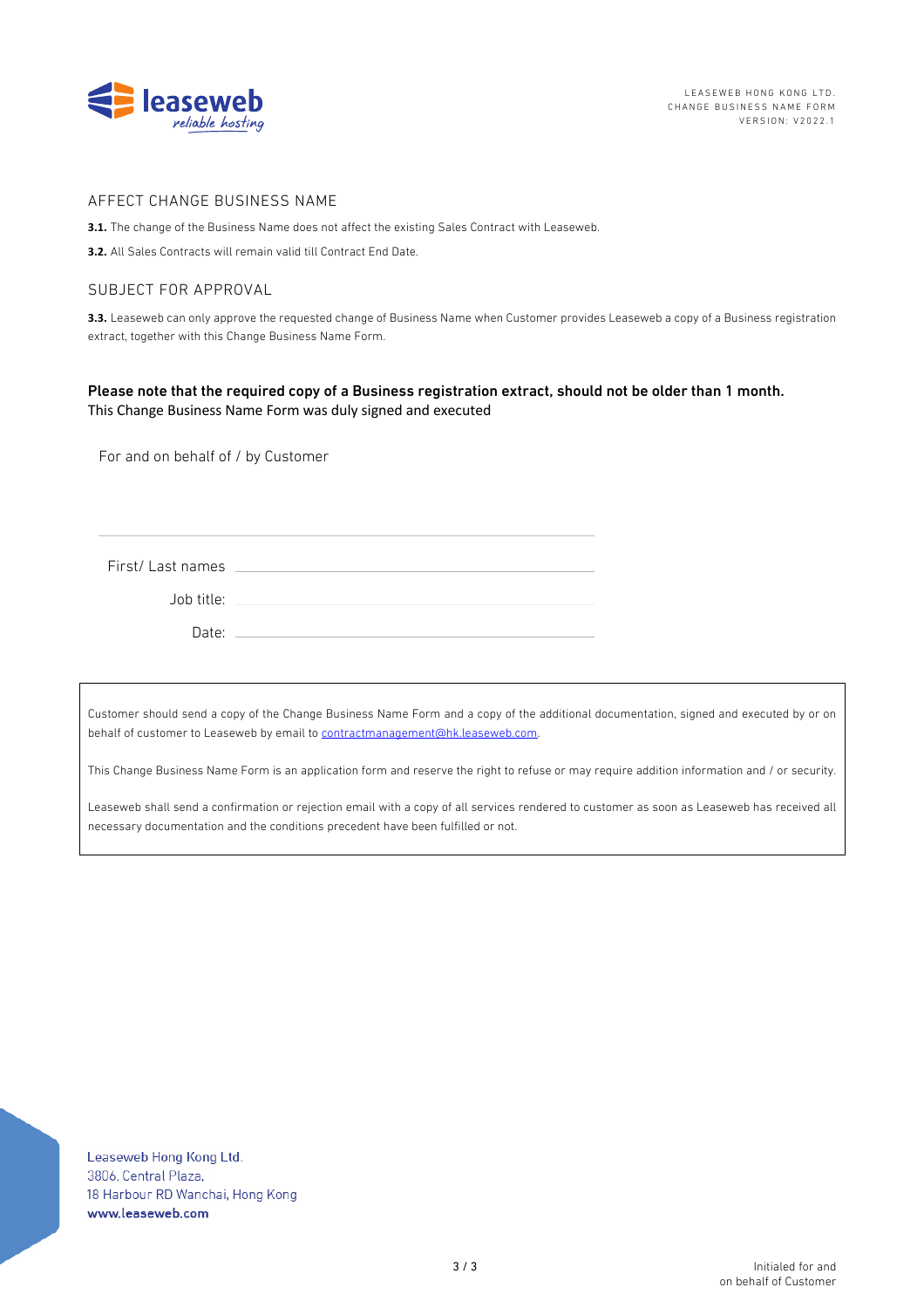## AFFECT CHANGE BUSINESS NAME

**3.1.** The change of the Business Name does not affect the existing Sales Contract with Leaseweb.

**3.2.** All Sales Contracts will remain valid till Contract End Date.

## SUBJECT FOR APPROVAL

**3.3.** Leaseweb can only approve the requested change of Business Name when Customer provides Leaseweb a copy of a Business registration extract, together with this Change Business Name Form.

**Please note that the required copy of a Business registration extract, should not be older than 1 month.**
This Change Business Name Form was duly signed and executed

For and on behalf of / by Customer

_______________________________________________

First/ Last names _______________________________

Job title: _______________________________

Date: _______________________________

Customer should send a copy of the Change Business Name Form and a copy of the additional documentation, signed and executed by or on behalf of customer to Leaseweb by email to contractmanagement@hk.leaseweb.com.

This Change Business Name Form is an application form and reserve the right to refuse or may require addition information and / or security.

Leaseweb shall send a confirmation or rejection email with a copy of all services rendered to customer as soon as Leaseweb has received all necessary documentation and the conditions precedent have been fulfilled or not.

Leaseweb Hong Kong Ltd.
3806, Central Plaza,
18 Harbour RD Wanchai, Hong Kong
**www.leaseweb.com**

Initialed for and on behalf of Customer